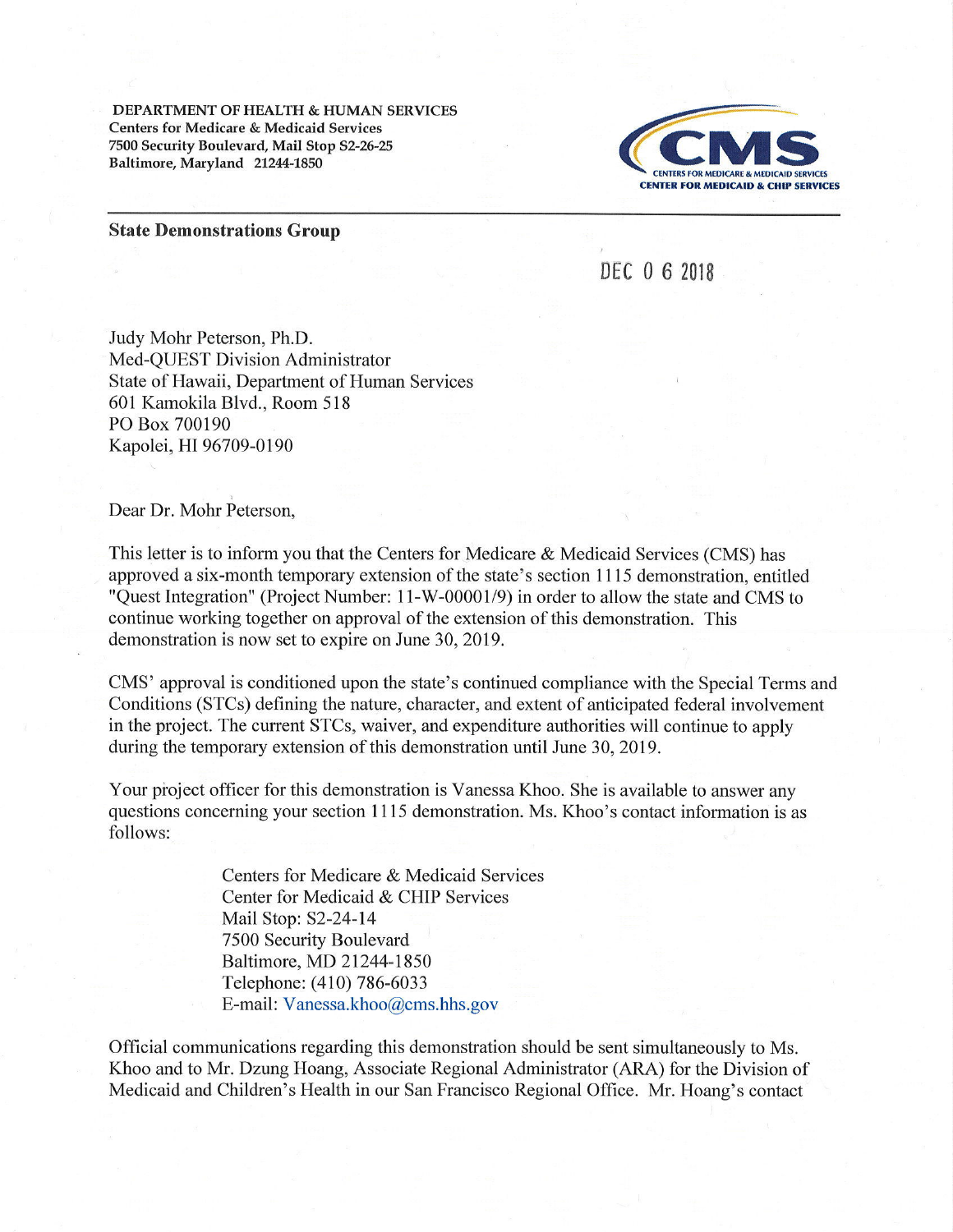DEPARTMENT OF HEALTH & HUMAN SERVICES
Centers for Medicare & Medicaid Services
7500 Security Boulevard, Mail Stop S2-26-25
Baltimore, Maryland 21244-1850

CMS
CENTERS FOR MEDICARE & MEDICAID SERVICES
CENTER FOR MEDICAID & CHIP SERVICES

**State Demonstrations Group**

DEC 0 6 2018

Judy Mohr Peterson, Ph.D.
Med-QUEST Division Administrator
State of Hawaii, Department of Human Services
601 Kamokila Blvd., Room 518
PO Box 700190
Kapolei, HI 96709-0190

Dear Dr. Mohr Peterson,

This letter is to inform you that the Centers for Medicare & Medicaid Services (CMS) has approved a six-month temporary extension of the state's section 1115 demonstration, entitled "Quest Integration" (Project Number: 11-W-00001/9) in order to allow the state and CMS to continue working together on approval of the extension of this demonstration. This demonstration is now set to expire on June 30, 2019.

CMS' approval is conditioned upon the state's continued compliance with the Special Terms and Conditions (STCs) defining the nature, character, and extent of anticipated federal involvement in the project. The current STCs, waiver, and expenditure authorities will continue to apply during the temporary extension of this demonstration until June 30, 2019.

Your project officer for this demonstration is Vanessa Khoo. She is available to answer any questions concerning your section 1115 demonstration. Ms. Khoo's contact information is as follows:

> Centers for Medicare & Medicaid Services
> Center for Medicaid & CHIP Services
> Mail Stop: S2-24-14
> 7500 Security Boulevard
> Baltimore, MD 21244-1850
> Telephone: (410) 786-6033
> E-mail: Vanessa.khoo@cms.hhs.gov

Official communications regarding this demonstration should be sent simultaneously to Ms. Khoo and to Mr. Dzung Hoang, Associate Regional Administrator (ARA) for the Division of Medicaid and Children's Health in our San Francisco Regional Office. Mr. Hoang's contact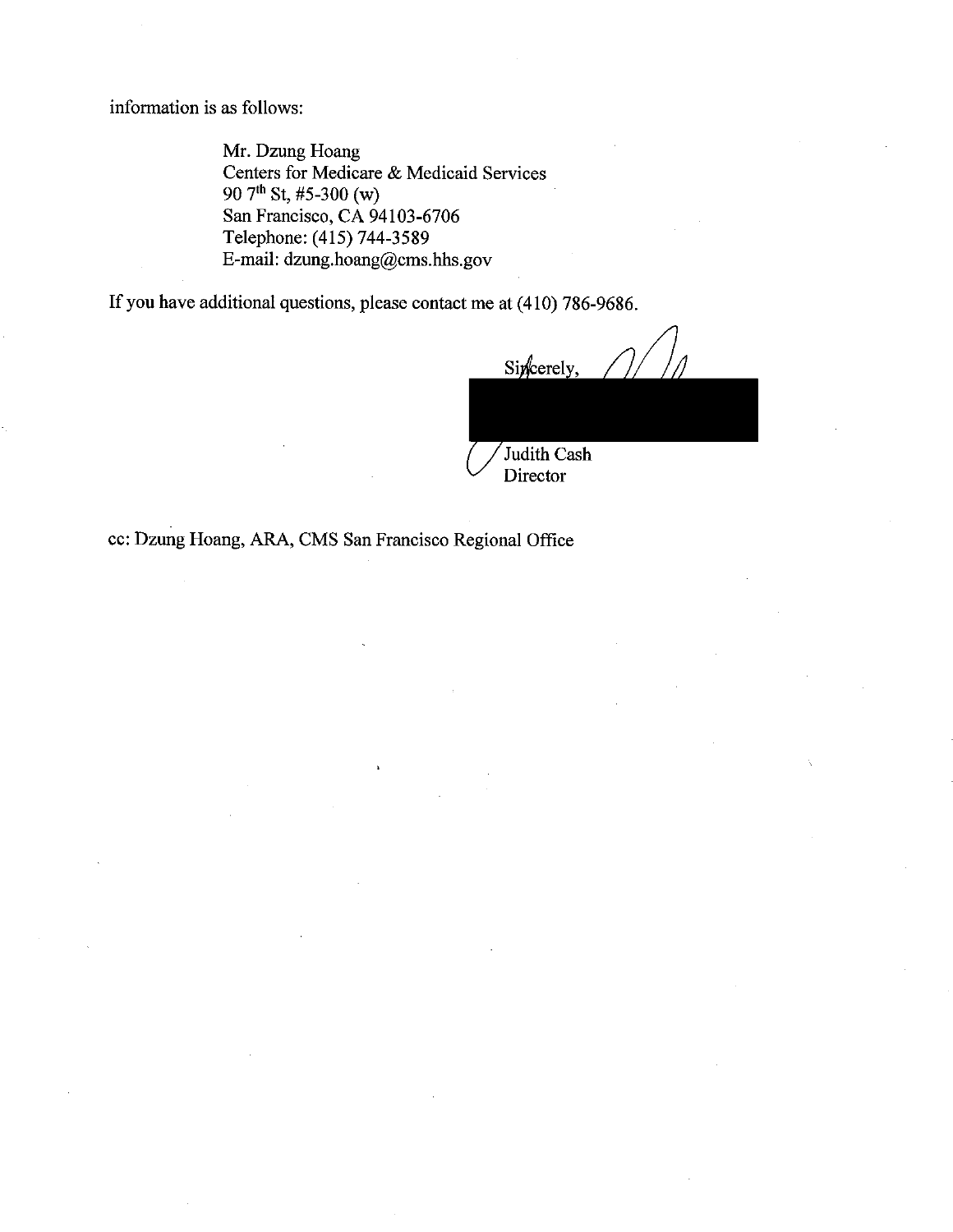information is as follows:

Mr. Dzung Hoang
Centers for Medicare & Medicaid Services
90 7th St, #5-300 (w)
San Francisco, CA 94103-6706
Telephone: (415) 744-3589
E-mail: dzung.hoang@cms.hhs.gov

If you have additional questions, please contact me at (410) 786-9686.

Sincerely,

Judith Cash
Director

cc: Dzung Hoang, ARA, CMS San Francisco Regional Office